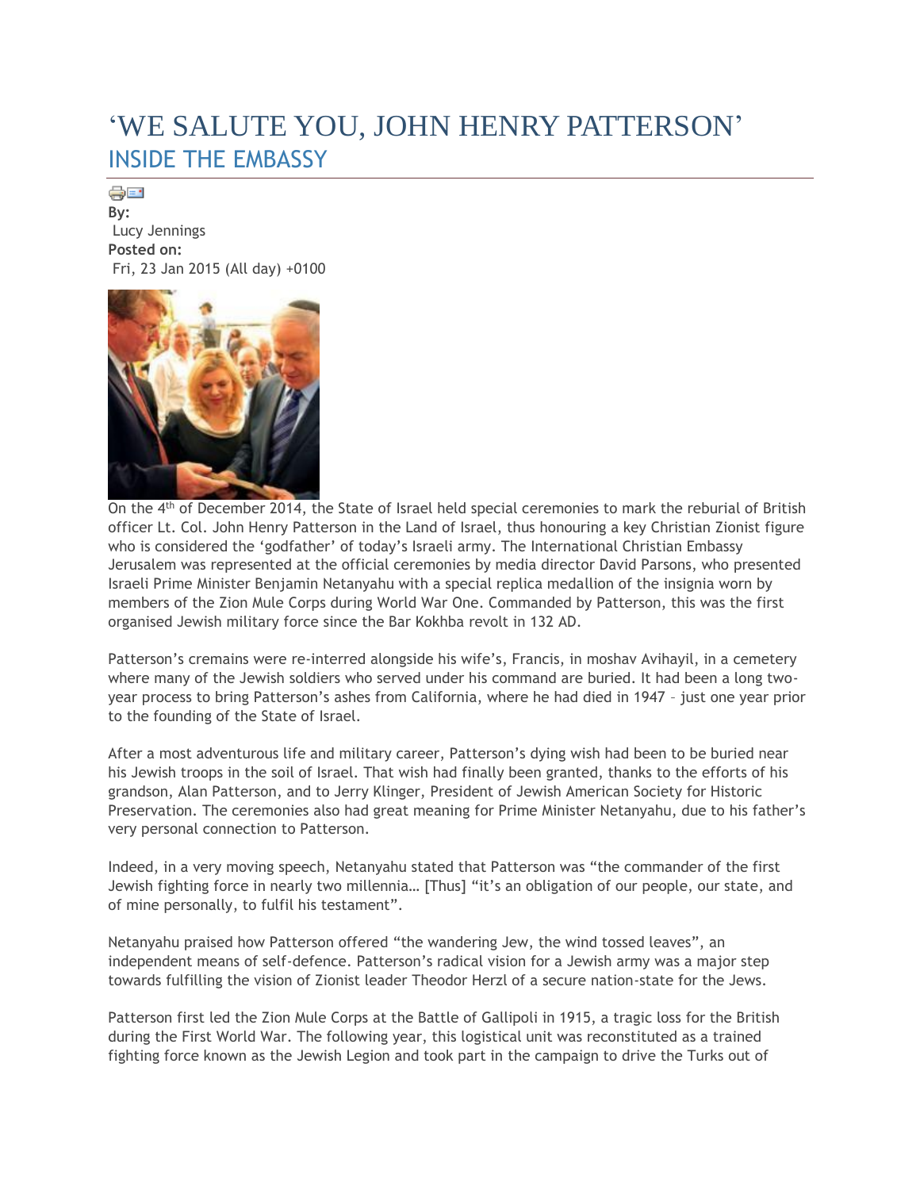# 'WE SALUTE YOU, JOHN HENRY PATTERSON'

## INSIDE THE EMBASSY

**By:**
Lucy Jennings
**Posted on:**
Fri, 23 Jan 2015 (All day) +0100

On the 4th of December 2014, the State of Israel held special ceremonies to mark the reburial of British officer Lt. Col. John Henry Patterson in the Land of Israel, thus honouring a key Christian Zionist figure who is considered the 'godfather' of today's Israeli army. The International Christian Embassy Jerusalem was represented at the official ceremonies by media director David Parsons, who presented Israeli Prime Minister Benjamin Netanyahu with a special replica medallion of the insignia worn by members of the Zion Mule Corps during World War One. Commanded by Patterson, this was the first organised Jewish military force since the Bar Kokhba revolt in 132 AD.

Patterson's cremains were re-interred alongside his wife's, Francis, in moshav Avihayil, in a cemetery where many of the Jewish soldiers who served under his command are buried. It had been a long two-year process to bring Patterson's ashes from California, where he had died in 1947 – just one year prior to the founding of the State of Israel.

After a most adventurous life and military career, Patterson's dying wish had been to be buried near his Jewish troops in the soil of Israel. That wish had finally been granted, thanks to the efforts of his grandson, Alan Patterson, and to Jerry Klinger, President of Jewish American Society for Historic Preservation. The ceremonies also had great meaning for Prime Minister Netanyahu, due to his father's very personal connection to Patterson.

Indeed, in a very moving speech, Netanyahu stated that Patterson was "the commander of the first Jewish fighting force in nearly two millennia… [Thus] "it's an obligation of our people, our state, and of mine personally, to fulfil his testament".

Netanyahu praised how Patterson offered "the wandering Jew, the wind tossed leaves", an independent means of self-defence. Patterson's radical vision for a Jewish army was a major step towards fulfilling the vision of Zionist leader Theodor Herzl of a secure nation-state for the Jews.

Patterson first led the Zion Mule Corps at the Battle of Gallipoli in 1915, a tragic loss for the British during the First World War. The following year, this logistical unit was reconstituted as a trained fighting force known as the Jewish Legion and took part in the campaign to drive the Turks out of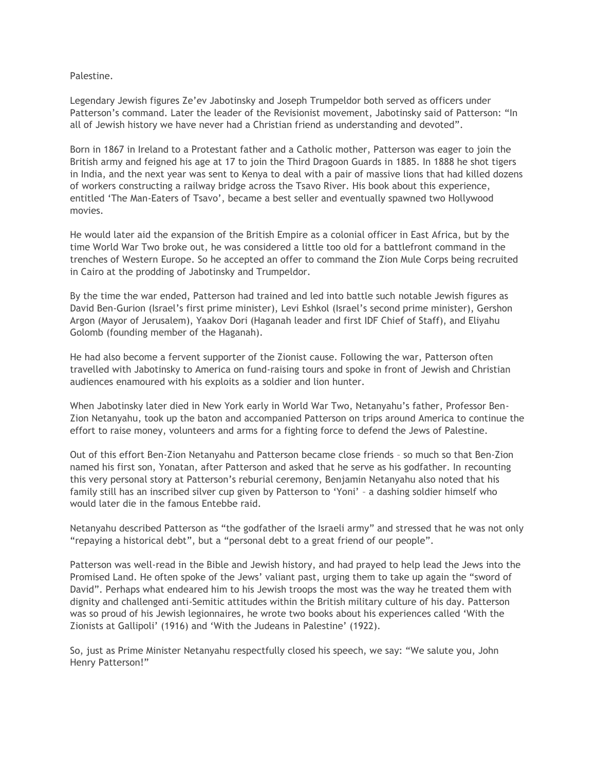Palestine.

Legendary Jewish figures Ze'ev Jabotinsky and Joseph Trumpeldor both served as officers under Patterson's command. Later the leader of the Revisionist movement, Jabotinsky said of Patterson: "In all of Jewish history we have never had a Christian friend as understanding and devoted".

Born in 1867 in Ireland to a Protestant father and a Catholic mother, Patterson was eager to join the British army and feigned his age at 17 to join the Third Dragoon Guards in 1885. In 1888 he shot tigers in India, and the next year was sent to Kenya to deal with a pair of massive lions that had killed dozens of workers constructing a railway bridge across the Tsavo River. His book about this experience, entitled 'The Man-Eaters of Tsavo', became a best seller and eventually spawned two Hollywood movies.

He would later aid the expansion of the British Empire as a colonial officer in East Africa, but by the time World War Two broke out, he was considered a little too old for a battlefront command in the trenches of Western Europe. So he accepted an offer to command the Zion Mule Corps being recruited in Cairo at the prodding of Jabotinsky and Trumpeldor.

By the time the war ended, Patterson had trained and led into battle such notable Jewish figures as David Ben-Gurion (Israel's first prime minister), Levi Eshkol (Israel's second prime minister), Gershon Argon (Mayor of Jerusalem), Yaakov Dori (Haganah leader and first IDF Chief of Staff), and Eliyahu Golomb (founding member of the Haganah).

He had also become a fervent supporter of the Zionist cause. Following the war, Patterson often travelled with Jabotinsky to America on fund-raising tours and spoke in front of Jewish and Christian audiences enamoured with his exploits as a soldier and lion hunter.

When Jabotinsky later died in New York early in World War Two, Netanyahu's father, Professor Ben-Zion Netanyahu, took up the baton and accompanied Patterson on trips around America to continue the effort to raise money, volunteers and arms for a fighting force to defend the Jews of Palestine.

Out of this effort Ben-Zion Netanyahu and Patterson became close friends – so much so that Ben-Zion named his first son, Yonatan, after Patterson and asked that he serve as his godfather. In recounting this very personal story at Patterson's reburial ceremony, Benjamin Netanyahu also noted that his family still has an inscribed silver cup given by Patterson to 'Yoni' – a dashing soldier himself who would later die in the famous Entebbe raid.

Netanyahu described Patterson as "the godfather of the Israeli army" and stressed that he was not only "repaying a historical debt", but a "personal debt to a great friend of our people".

Patterson was well-read in the Bible and Jewish history, and had prayed to help lead the Jews into the Promised Land. He often spoke of the Jews' valiant past, urging them to take up again the "sword of David". Perhaps what endeared him to his Jewish troops the most was the way he treated them with dignity and challenged anti-Semitic attitudes within the British military culture of his day. Patterson was so proud of his Jewish legionnaires, he wrote two books about his experiences called 'With the Zionists at Gallipoli' (1916) and 'With the Judeans in Palestine' (1922).

So, just as Prime Minister Netanyahu respectfully closed his speech, we say: "We salute you, John Henry Patterson!"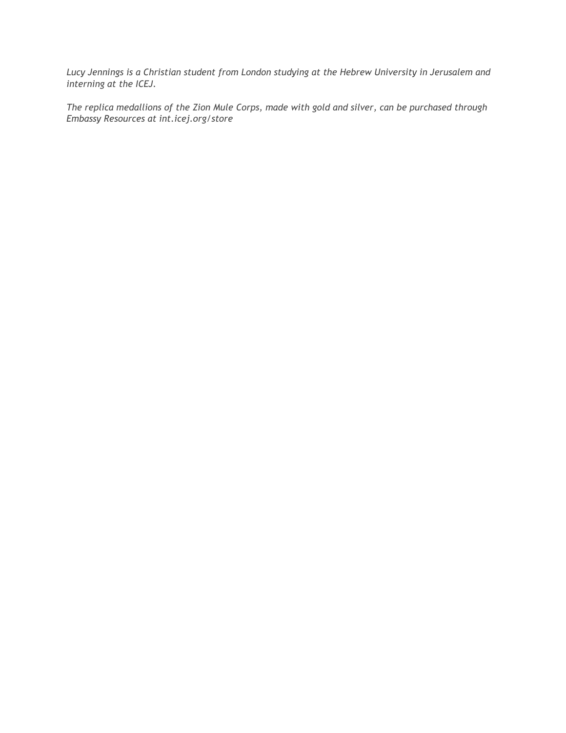*Lucy Jennings is a Christian student from London studying at the Hebrew University in Jerusalem and interning at the ICEJ.*

*The replica medallions of the Zion Mule Corps, made with gold and silver, can be purchased through Embassy Resources at int.icej.org/store*